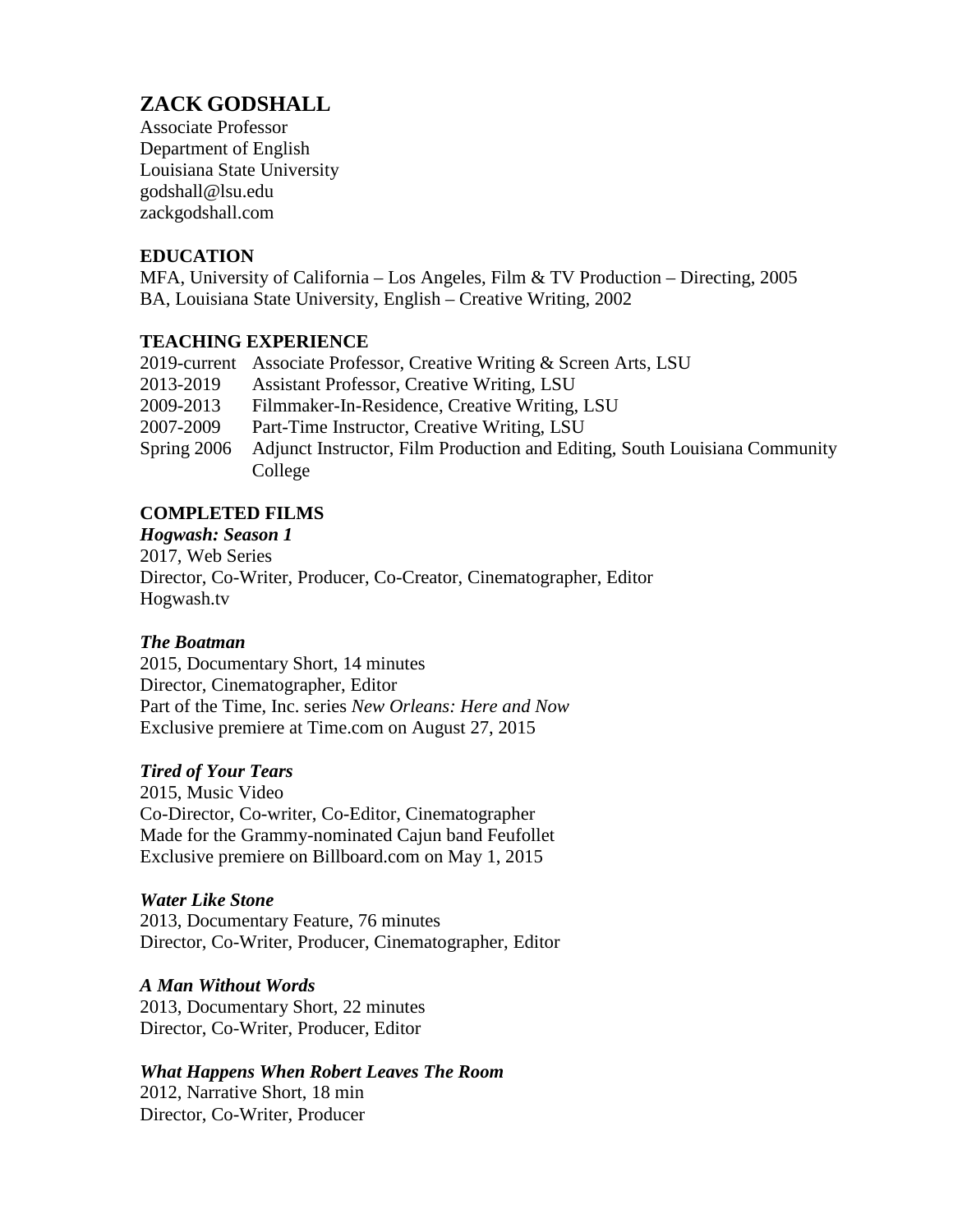# ZACK GODSHALL

Associate Professor
Department of English
Louisiana State University
godshall@lsu.edu
zackgodshall.com

## EDUCATION

MFA, University of California – Los Angeles, Film & TV Production – Directing, 2005
BA, Louisiana State University, English – Creative Writing, 2002

## TEACHING EXPERIENCE

| | |
|---|---|
| 2019-current | Associate Professor, Creative Writing & Screen Arts, LSU |
| 2013-2019 | Assistant Professor, Creative Writing, LSU |
| 2009-2013 | Filmmaker-In-Residence, Creative Writing, LSU |
| 2007-2009 | Part-Time Instructor, Creative Writing, LSU |
| Spring 2006 | Adjunct Instructor, Film Production and Editing, South Louisiana Community College |

## COMPLETED FILMS

***Hogwash: Season 1***
2017, Web Series
Director, Co-Writer, Producer, Co-Creator, Cinematographer, Editor
Hogwash.tv

***The Boatman***
2015, Documentary Short, 14 minutes
Director, Cinematographer, Editor
Part of the Time, Inc. series *New Orleans: Here and Now*
Exclusive premiere at Time.com on August 27, 2015

***Tired of Your Tears***
2015, Music Video
Co-Director, Co-writer, Co-Editor, Cinematographer
Made for the Grammy-nominated Cajun band Feufollet
Exclusive premiere on Billboard.com on May 1, 2015

***Water Like Stone***
2013, Documentary Feature, 76 minutes
Director, Co-Writer, Producer, Cinematographer, Editor

***A Man Without Words***
2013, Documentary Short, 22 minutes
Director, Co-Writer, Producer, Editor

***What Happens When Robert Leaves The Room***
2012, Narrative Short, 18 min
Director, Co-Writer, Producer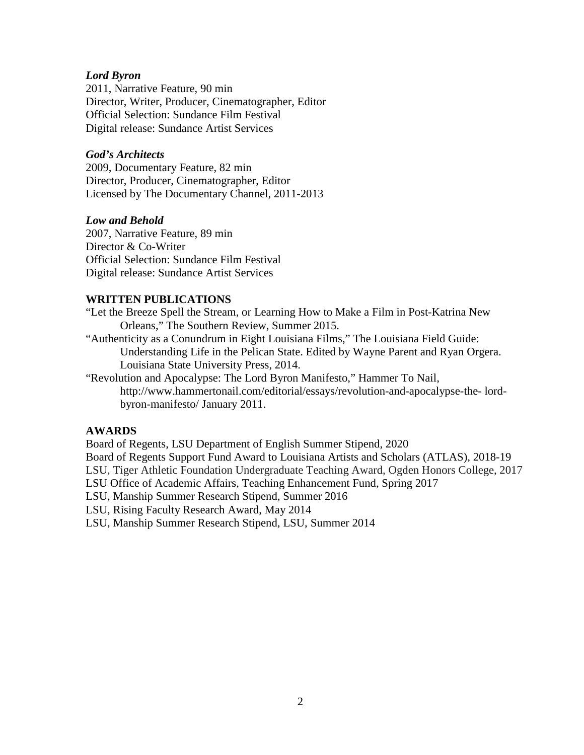***Lord Byron***
2011, Narrative Feature, 90 min
Director, Writer, Producer, Cinematographer, Editor
Official Selection: Sundance Film Festival
Digital release: Sundance Artist Services

***God's Architects***
2009, Documentary Feature, 82 min
Director, Producer, Cinematographer, Editor
Licensed by The Documentary Channel, 2011-2013

***Low and Behold***
2007, Narrative Feature, 89 min
Director & Co-Writer
Official Selection: Sundance Film Festival
Digital release: Sundance Artist Services

## WRITTEN PUBLICATIONS

"Let the Breeze Spell the Stream, or Learning How to Make a Film in Post-Katrina New Orleans," The Southern Review, Summer 2015.

"Authenticity as a Conundrum in Eight Louisiana Films," The Louisiana Field Guide: Understanding Life in the Pelican State. Edited by Wayne Parent and Ryan Orgera. Louisiana State University Press, 2014.

"Revolution and Apocalypse: The Lord Byron Manifesto," Hammer To Nail, http://www.hammertonail.com/editorial/essays/revolution-and-apocalypse-the- lord-byron-manifesto/ January 2011.

## AWARDS

Board of Regents, LSU Department of English Summer Stipend, 2020
Board of Regents Support Fund Award to Louisiana Artists and Scholars (ATLAS), 2018-19
LSU, Tiger Athletic Foundation Undergraduate Teaching Award, Ogden Honors College, 2017
LSU Office of Academic Affairs, Teaching Enhancement Fund, Spring 2017
LSU, Manship Summer Research Stipend, Summer 2016
LSU, Rising Faculty Research Award, May 2014
LSU, Manship Summer Research Stipend, LSU, Summer 2014